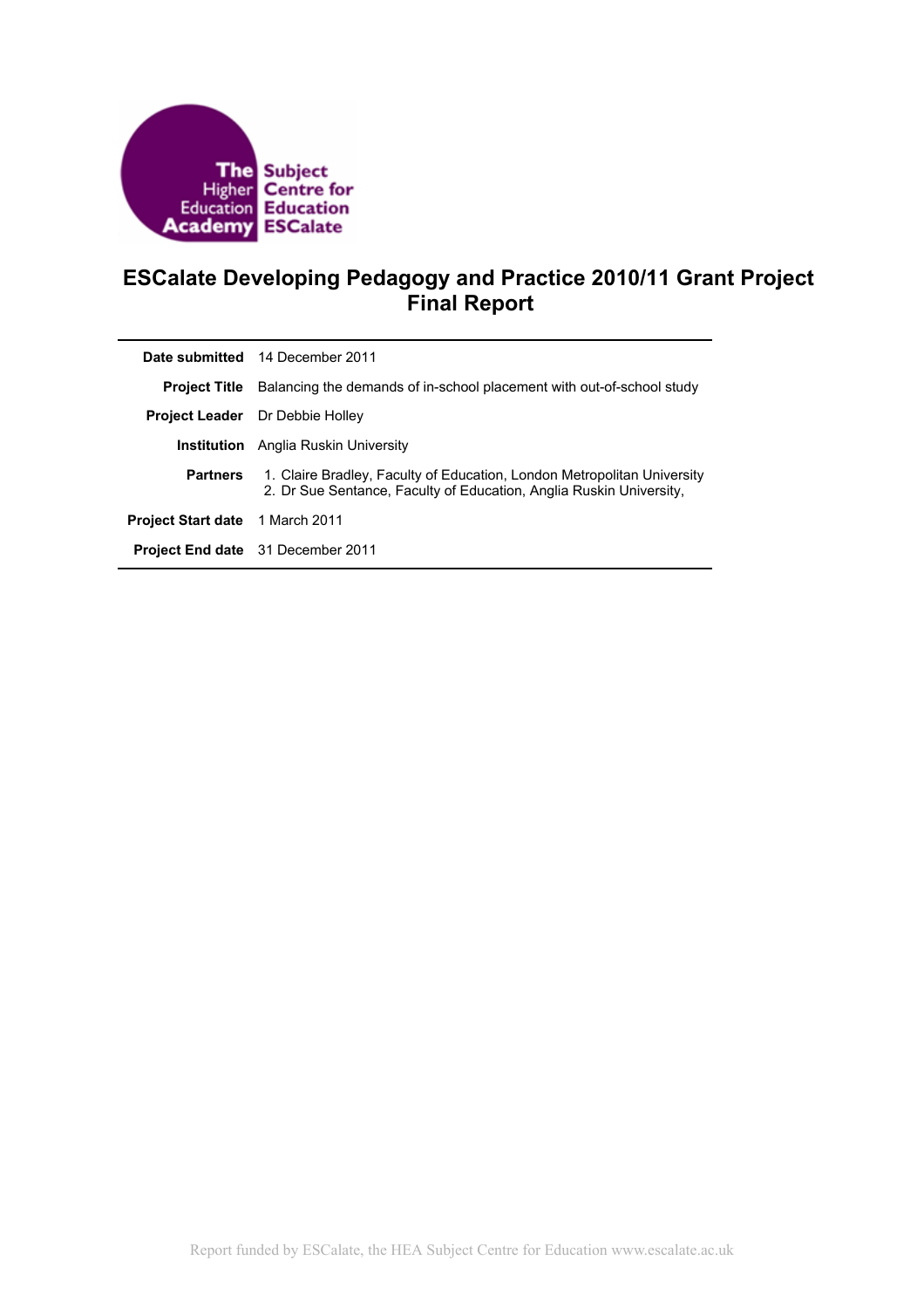The Higher Education Academy | The Subject Centre for Education ESCalate

# ESCalate Developing Pedagogy and Practice 2010/11 Grant Project Final Report

| | |
|---|---|
| **Date submitted** | 14 December 2011 |
| **Project Title** | Balancing the demands of in-school placement with out-of-school study |
| **Project Leader** | Dr Debbie Holley |
| **Institution** | Anglia Ruskin University |
| **Partners** | 1. Claire Bradley, Faculty of Education, London Metropolitan University<br>2. Dr Sue Sentance, Faculty of Education, Anglia Ruskin University, |
| **Project Start date** | 1 March 2011 |
| **Project End date** | 31 December 2011 |

Report funded by ESCalate, the HEA Subject Centre for Education www.escalate.ac.uk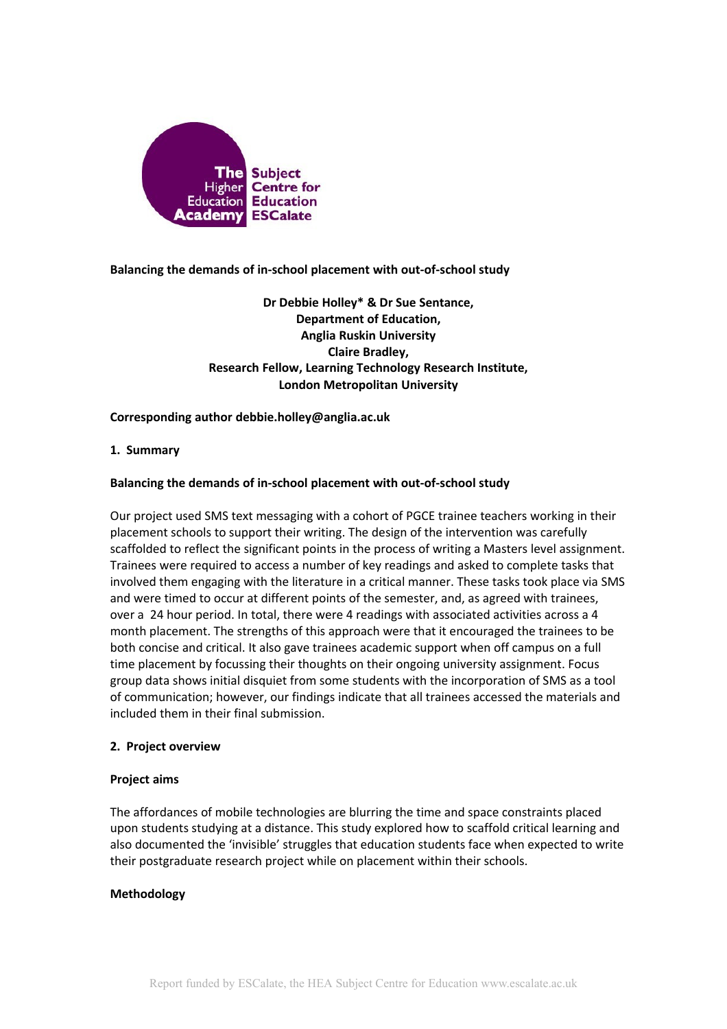**Balancing the demands of in-school placement with out-of-school study**

**Dr Debbie Holley* & Dr Sue Sentance,**
**Department of Education,**
**Anglia Ruskin University**
**Claire Bradley,**
**Research Fellow, Learning Technology Research Institute,**
**London Metropolitan University**

**Corresponding author debbie.holley@anglia.ac.uk**

## 1. Summary

**Balancing the demands of in-school placement with out-of-school study**

Our project used SMS text messaging with a cohort of PGCE trainee teachers working in their placement schools to support their writing. The design of the intervention was carefully scaffolded to reflect the significant points in the process of writing a Masters level assignment. Trainees were required to access a number of key readings and asked to complete tasks that involved them engaging with the literature in a critical manner. These tasks took place via SMS and were timed to occur at different points of the semester, and, as agreed with trainees, over a 24 hour period. In total, there were 4 readings with associated activities across a 4 month placement. The strengths of this approach were that it encouraged the trainees to be both concise and critical. It also gave trainees academic support when off campus on a full time placement by focussing their thoughts on their ongoing university assignment. Focus group data shows initial disquiet from some students with the incorporation of SMS as a tool of communication; however, our findings indicate that all trainees accessed the materials and included them in their final submission.

## 2. Project overview

### Project aims

The affordances of mobile technologies are blurring the time and space constraints placed upon students studying at a distance. This study explored how to scaffold critical learning and also documented the 'invisible' struggles that education students face when expected to write their postgraduate research project while on placement within their schools.

### Methodology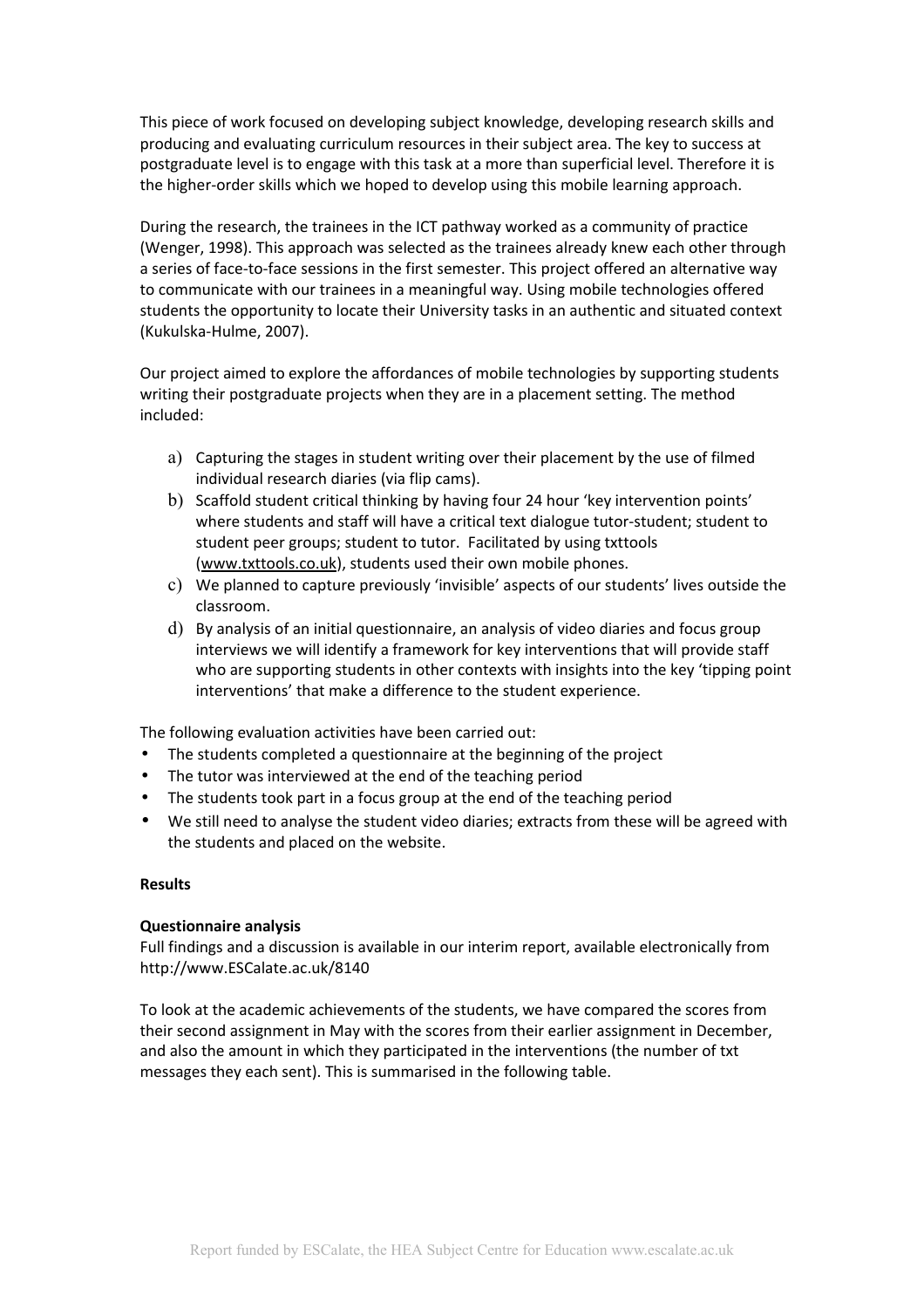This piece of work focused on developing subject knowledge, developing research skills and producing and evaluating curriculum resources in their subject area. The key to success at postgraduate level is to engage with this task at a more than superficial level. Therefore it is the higher-order skills which we hoped to develop using this mobile learning approach.

During the research, the trainees in the ICT pathway worked as a community of practice (Wenger, 1998). This approach was selected as the trainees already knew each other through a series of face-to-face sessions in the first semester. This project offered an alternative way to communicate with our trainees in a meaningful way. Using mobile technologies offered students the opportunity to locate their University tasks in an authentic and situated context (Kukulska-Hulme, 2007).

Our project aimed to explore the affordances of mobile technologies by supporting students writing their postgraduate projects when they are in a placement setting. The method included:

a) Capturing the stages in student writing over their placement by the use of filmed individual research diaries (via flip cams).
b) Scaffold student critical thinking by having four 24 hour 'key intervention points' where students and staff will have a critical text dialogue tutor-student; student to student peer groups; student to tutor. Facilitated by using txttools (www.txttools.co.uk), students used their own mobile phones.
c) We planned to capture previously 'invisible' aspects of our students' lives outside the classroom.
d) By analysis of an initial questionnaire, an analysis of video diaries and focus group interviews we will identify a framework for key interventions that will provide staff who are supporting students in other contexts with insights into the key 'tipping point interventions' that make a difference to the student experience.

The following evaluation activities have been carried out:

- The students completed a questionnaire at the beginning of the project
- The tutor was interviewed at the end of the teaching period
- The students took part in a focus group at the end of the teaching period
- We still need to analyse the student video diaries; extracts from these will be agreed with the students and placed on the website.

**Results**

**Questionnaire analysis**

Full findings and a discussion is available in our interim report, available electronically from http://www.ESCalate.ac.uk/8140

To look at the academic achievements of the students, we have compared the scores from their second assignment in May with the scores from their earlier assignment in December, and also the amount in which they participated in the interventions (the number of txt messages they each sent). This is summarised in the following table.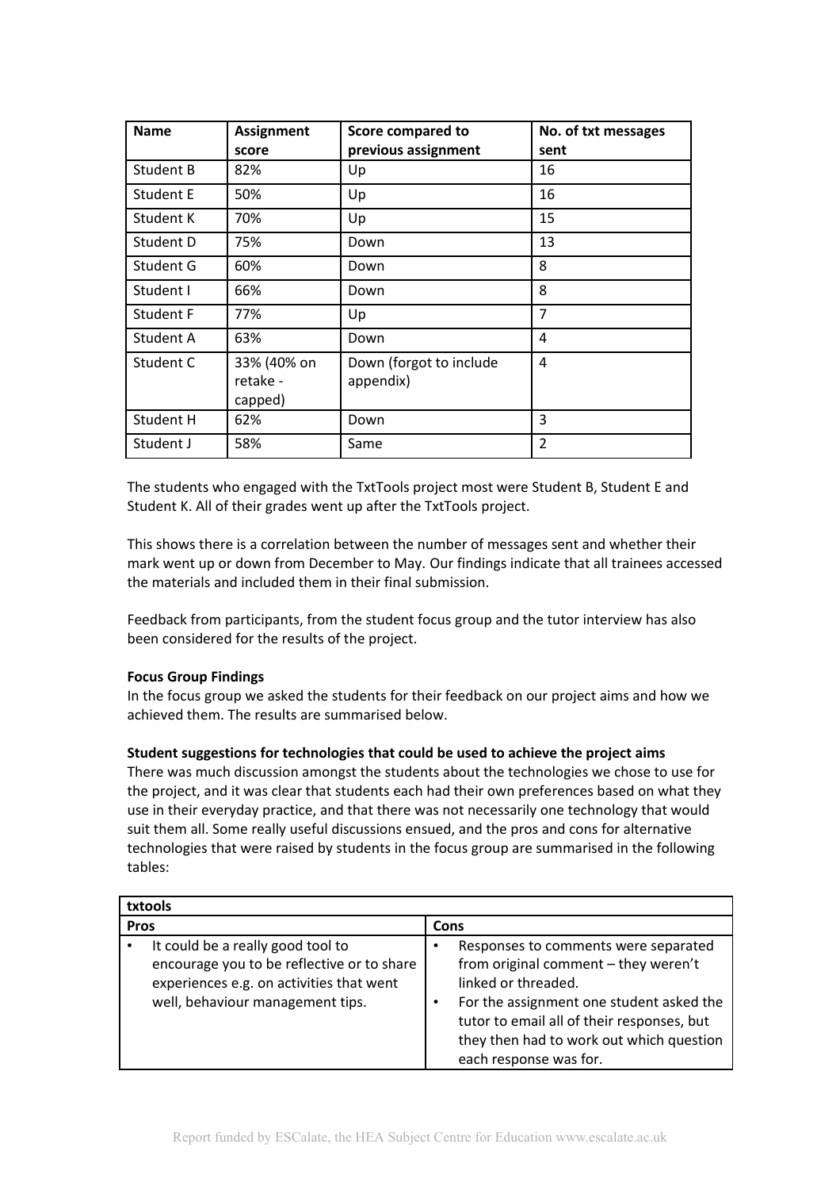| Name | Assignment score | Score compared to previous assignment | No. of txt messages sent |
|---|---|---|---|
| Student B | 82% | Up | 16 |
| Student E | 50% | Up | 16 |
| Student K | 70% | Up | 15 |
| Student D | 75% | Down | 13 |
| Student G | 60% | Down | 8 |
| Student I | 66% | Down | 8 |
| Student F | 77% | Up | 7 |
| Student A | 63% | Down | 4 |
| Student C | 33% (40% on retake - capped) | Down (forgot to include appendix) | 4 |
| Student H | 62% | Down | 3 |
| Student J | 58% | Same | 2 |

The students who engaged with the TxtTools project most were Student B, Student E and Student K. All of their grades went up after the TxtTools project.

This shows there is a correlation between the number of messages sent and whether their mark went up or down from December to May. Our findings indicate that all trainees accessed the materials and included them in their final submission.

Feedback from participants, from the student focus group and the tutor interview has also been considered for the results of the project.

**Focus Group Findings**

In the focus group we asked the students for their feedback on our project aims and how we achieved them. The results are summarised below.

**Student suggestions for technologies that could be used to achieve the project aims**

There was much discussion amongst the students about the technologies we chose to use for the project, and it was clear that students each had their own preferences based on what they use in their everyday practice, and that there was not necessarily one technology that would suit them all. Some really useful discussions ensued, and the pros and cons for alternative technologies that were raised by students in the focus group are summarised in the following tables:

| txtools | |
|---|---|
| **Pros** | **Cons** |
| • It could be a really good tool to encourage you to be reflective or to share experiences e.g. on activities that went well, behaviour management tips. | • Responses to comments were separated from original comment – they weren't linked or threaded.<br>• For the assignment one student asked the tutor to email all of their responses, but they then had to work out which question each response was for. |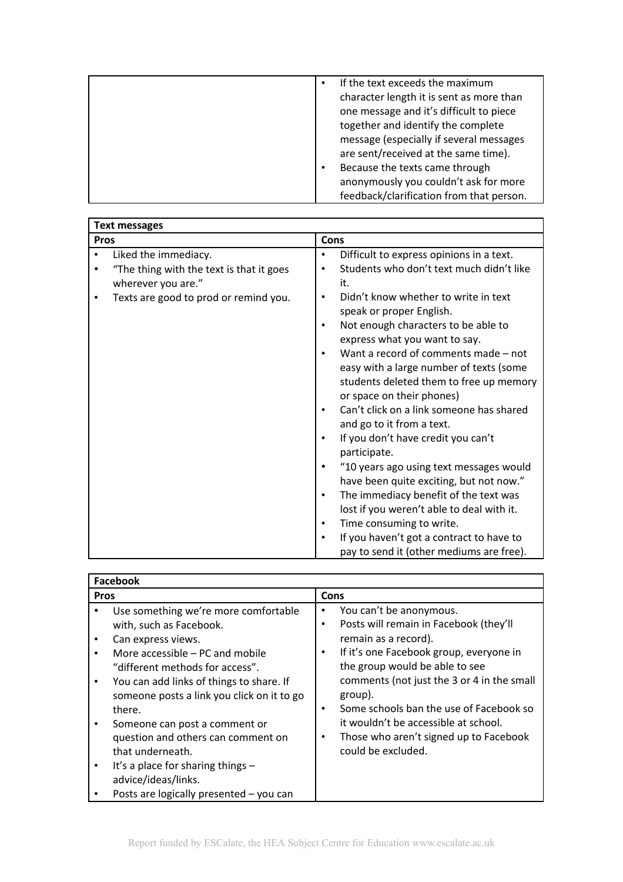| | |
|---|---|
| | • If the text exceeds the maximum character length it is sent as more than one message and it's difficult to piece together and identify the complete message (especially if several messages are sent/received at the same time).<br>• Because the texts came through anonymously you couldn't ask for more feedback/clarification from that person. |

| **Text messages** | |
|---|---|
| **Pros** | **Cons** |
| • Liked the immediacy.<br>• "The thing with the text is that it goes wherever you are."<br>• Texts are good to prod or remind you. | • Difficult to express opinions in a text.<br>• Students who don't text much didn't like it.<br>• Didn't know whether to write in text speak or proper English.<br>• Not enough characters to be able to express what you want to say.<br>• Want a record of comments made – not easy with a large number of texts (some students deleted them to free up memory or space on their phones)<br>• Can't click on a link someone has shared and go to it from a text.<br>• If you don't have credit you can't participate.<br>• "10 years ago using text messages would have been quite exciting, but not now."<br>• The immediacy benefit of the text was lost if you weren't able to deal with it.<br>• Time consuming to write.<br>• If you haven't got a contract to have to pay to send it (other mediums are free). |

| **Facebook** | |
|---|---|
| **Pros** | **Cons** |
| • Use something we're more comfortable with, such as Facebook.<br>• Can express views.<br>• More accessible – PC and mobile "different methods for access".<br>• You can add links of things to share. If someone posts a link you click on it to go there.<br>• Someone can post a comment or question and others can comment on that underneath.<br>• It's a place for sharing things – advice/ideas/links.<br>• Posts are logically presented – you can | • You can't be anonymous.<br>• Posts will remain in Facebook (they'll remain as a record).<br>• If it's one Facebook group, everyone in the group would be able to see comments (not just the 3 or 4 in the small group).<br>• Some schools ban the use of Facebook so it wouldn't be accessible at school.<br>• Those who aren't signed up to Facebook could be excluded. |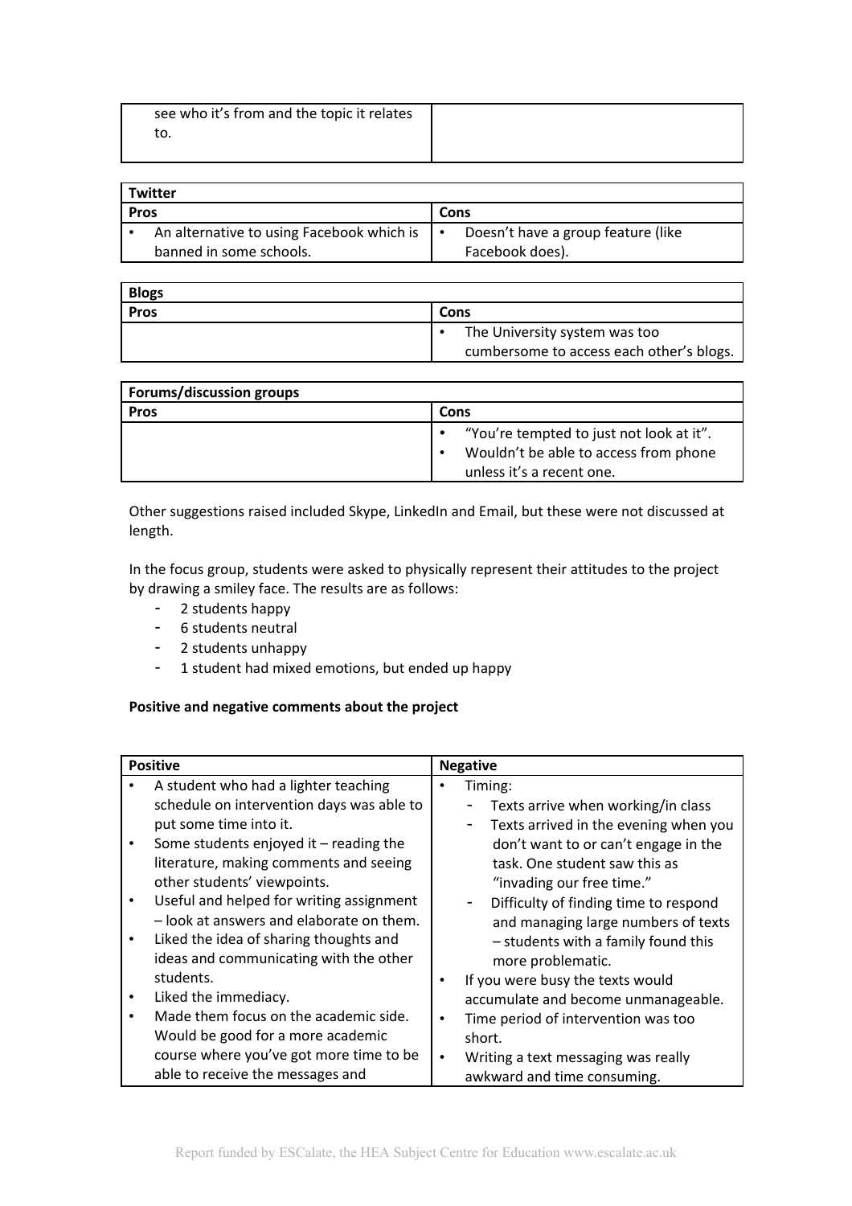| | |
|---|---|
| see who it's from and the topic it relates to. | |

| Twitter | |
|---|---|
| **Pros** | **Cons** |
| • An alternative to using Facebook which is banned in some schools. | • Doesn't have a group feature (like Facebook does). |

| Blogs | |
|---|---|
| **Pros** | **Cons** |
| | • The University system was too cumbersome to access each other's blogs. |

| Forums/discussion groups | |
|---|---|
| **Pros** | **Cons** |
| | • "You're tempted to just not look at it".<br>• Wouldn't be able to access from phone unless it's a recent one. |

Other suggestions raised included Skype, LinkedIn and Email, but these were not discussed at length.

In the focus group, students were asked to physically represent their attitudes to the project by drawing a smiley face. The results are as follows:

- 2 students happy
- 6 students neutral
- 2 students unhappy
- 1 student had mixed emotions, but ended up happy

**Positive and negative comments about the project**

| Positive | Negative |
|---|---|
| • A student who had a lighter teaching schedule on intervention days was able to put some time into it.<br>• Some students enjoyed it – reading the literature, making comments and seeing other students' viewpoints.<br>• Useful and helped for writing assignment – look at answers and elaborate on them.<br>• Liked the idea of sharing thoughts and ideas and communicating with the other students.<br>• Liked the immediacy.<br>• Made them focus on the academic side. Would be good for a more academic course where you've got more time to be able to receive the messages and | • Timing:<br>- Texts arrive when working/in class<br>- Texts arrived in the evening when you don't want to or can't engage in the task. One student saw this as "invading our free time."<br>- Difficulty of finding time to respond and managing large numbers of texts – students with a family found this more problematic.<br>• If you were busy the texts would accumulate and become unmanageable.<br>• Time period of intervention was too short.<br>• Writing a text messaging was really awkward and time consuming. |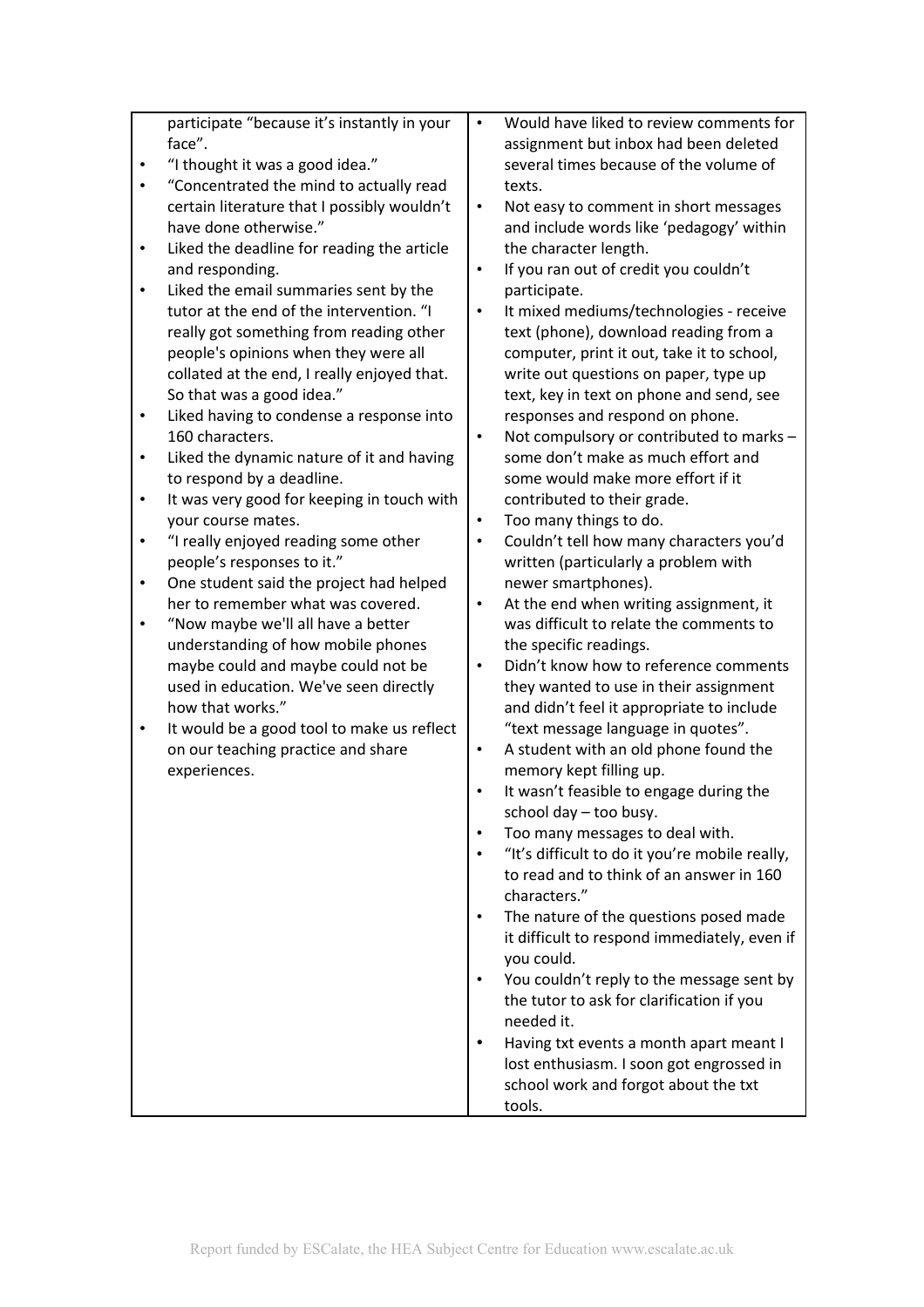| | |
|---|---|
| participate "because it's instantly in your face".<br>• "I thought it was a good idea."<br>• "Concentrated the mind to actually read certain literature that I possibly wouldn't have done otherwise."<br>• Liked the deadline for reading the article and responding.<br>• Liked the email summaries sent by the tutor at the end of the intervention. "I really got something from reading other people's opinions when they were all collated at the end, I really enjoyed that. So that was a good idea."<br>• Liked having to condense a response into 160 characters.<br>• Liked the dynamic nature of it and having to respond by a deadline.<br>• It was very good for keeping in touch with your course mates.<br>• "I really enjoyed reading some other people's responses to it."<br>• One student said the project had helped her to remember what was covered.<br>• "Now maybe we'll all have a better understanding of how mobile phones maybe could and maybe could not be used in education. We've seen directly how that works."<br>• It would be a good tool to make us reflect on our teaching practice and share experiences. | • Would have liked to review comments for assignment but inbox had been deleted several times because of the volume of texts.<br>• Not easy to comment in short messages and include words like 'pedagogy' within the character length.<br>• If you ran out of credit you couldn't participate.<br>• It mixed mediums/technologies - receive text (phone), download reading from a computer, print it out, take it to school, write out questions on paper, type up text, key in text on phone and send, see responses and respond on phone.<br>• Not compulsory or contributed to marks – some don't make as much effort and some would make more effort if it contributed to their grade.<br>• Too many things to do.<br>• Couldn't tell how many characters you'd written (particularly a problem with newer smartphones).<br>• At the end when writing assignment, it was difficult to relate the comments to the specific readings.<br>• Didn't know how to reference comments they wanted to use in their assignment and didn't feel it appropriate to include "text message language in quotes".<br>• A student with an old phone found the memory kept filling up.<br>• It wasn't feasible to engage during the school day – too busy.<br>• Too many messages to deal with.<br>• "It's difficult to do it you're mobile really, to read and to think of an answer in 160 characters."<br>• The nature of the questions posed made it difficult to respond immediately, even if you could.<br>• You couldn't reply to the message sent by the tutor to ask for clarification if you needed it.<br>• Having txt events a month apart meant I lost enthusiasm. I soon got engrossed in school work and forgot about the txt tools. |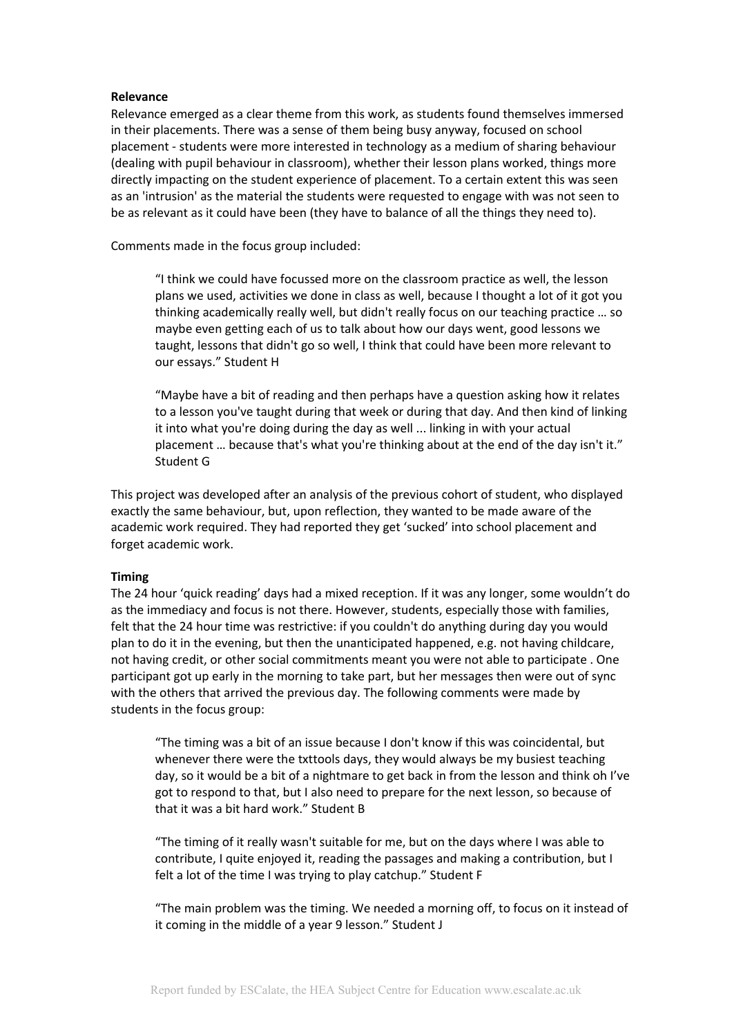**Relevance**

Relevance emerged as a clear theme from this work, as students found themselves immersed in their placements. There was a sense of them being busy anyway, focused on school placement - students were more interested in technology as a medium of sharing behaviour (dealing with pupil behaviour in classroom), whether their lesson plans worked, things more directly impacting on the student experience of placement. To a certain extent this was seen as an 'intrusion' as the material the students were requested to engage with was not seen to be as relevant as it could have been (they have to balance of all the things they need to).

Comments made in the focus group included:

> "I think we could have focussed more on the classroom practice as well, the lesson plans we used, activities we done in class as well, because I thought a lot of it got you thinking academically really well, but didn't really focus on our teaching practice … so maybe even getting each of us to talk about how our days went, good lessons we taught, lessons that didn't go so well, I think that could have been more relevant to our essays." Student H

> "Maybe have a bit of reading and then perhaps have a question asking how it relates to a lesson you've taught during that week or during that day. And then kind of linking it into what you're doing during the day as well ... linking in with your actual placement … because that's what you're thinking about at the end of the day isn't it." Student G

This project was developed after an analysis of the previous cohort of student, who displayed exactly the same behaviour, but, upon reflection, they wanted to be made aware of the academic work required. They had reported they get 'sucked' into school placement and forget academic work.

**Timing**

The 24 hour 'quick reading' days had a mixed reception. If it was any longer, some wouldn't do as the immediacy and focus is not there. However, students, especially those with families, felt that the 24 hour time was restrictive: if you couldn't do anything during day you would plan to do it in the evening, but then the unanticipated happened, e.g. not having childcare, not having credit, or other social commitments meant you were not able to participate . One participant got up early in the morning to take part, but her messages then were out of sync with the others that arrived the previous day. The following comments were made by students in the focus group:

> "The timing was a bit of an issue because I don't know if this was coincidental, but whenever there were the txttools days, they would always be my busiest teaching day, so it would be a bit of a nightmare to get back in from the lesson and think oh I've got to respond to that, but I also need to prepare for the next lesson, so because of that it was a bit hard work." Student B

> "The timing of it really wasn't suitable for me, but on the days where I was able to contribute, I quite enjoyed it, reading the passages and making a contribution, but I felt a lot of the time I was trying to play catchup." Student F

> "The main problem was the timing. We needed a morning off, to focus on it instead of it coming in the middle of a year 9 lesson." Student J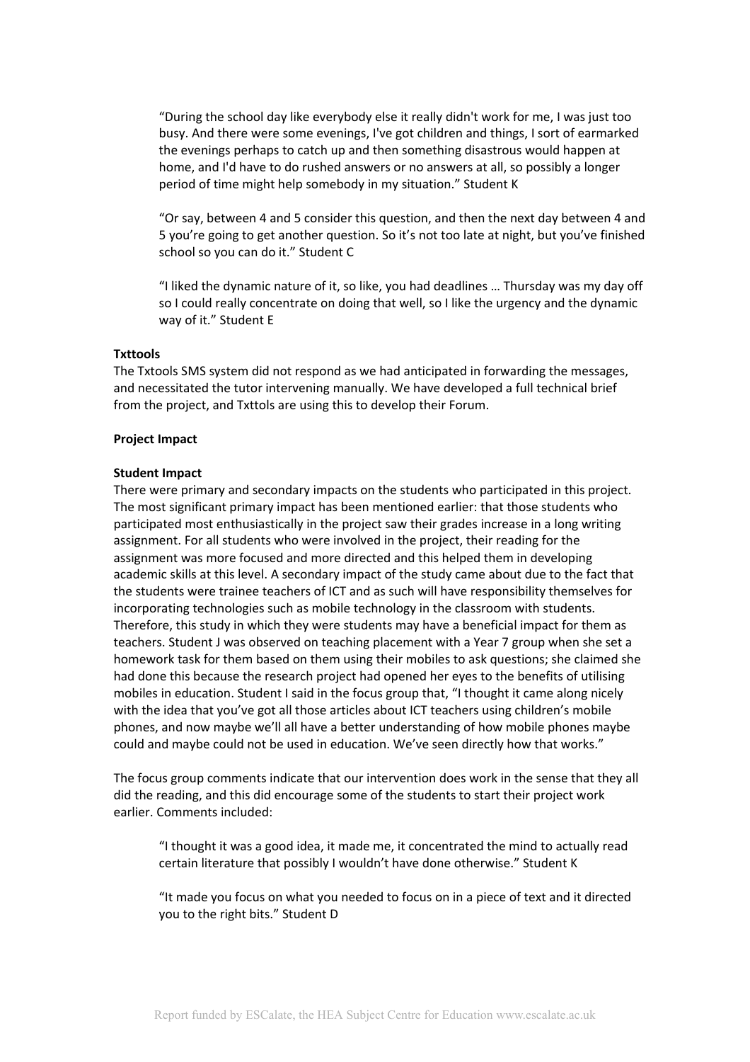> "During the school day like everybody else it really didn't work for me, I was just too busy. And there were some evenings, I've got children and things, I sort of earmarked the evenings perhaps to catch up and then something disastrous would happen at home, and I'd have to do rushed answers or no answers at all, so possibly a longer period of time might help somebody in my situation." Student K

> "Or say, between 4 and 5 consider this question, and then the next day between 4 and 5 you're going to get another question. So it's not too late at night, but you've finished school so you can do it." Student C

> "I liked the dynamic nature of it, so like, you had deadlines … Thursday was my day off so I could really concentrate on doing that well, so I like the urgency and the dynamic way of it." Student E

**Txttools**

The Txtools SMS system did not respond as we had anticipated in forwarding the messages, and necessitated the tutor intervening manually. We have developed a full technical brief from the project, and Txttols are using this to develop their Forum.

**Project Impact**

**Student Impact**

There were primary and secondary impacts on the students who participated in this project. The most significant primary impact has been mentioned earlier: that those students who participated most enthusiastically in the project saw their grades increase in a long writing assignment. For all students who were involved in the project, their reading for the assignment was more focused and more directed and this helped them in developing academic skills at this level. A secondary impact of the study came about due to the fact that the students were trainee teachers of ICT and as such will have responsibility themselves for incorporating technologies such as mobile technology in the classroom with students. Therefore, this study in which they were students may have a beneficial impact for them as teachers. Student J was observed on teaching placement with a Year 7 group when she set a homework task for them based on them using their mobiles to ask questions; she claimed she had done this because the research project had opened her eyes to the benefits of utilising mobiles in education. Student I said in the focus group that, "I thought it came along nicely with the idea that you've got all those articles about ICT teachers using children's mobile phones, and now maybe we'll all have a better understanding of how mobile phones maybe could and maybe could not be used in education. We've seen directly how that works."

The focus group comments indicate that our intervention does work in the sense that they all did the reading, and this did encourage some of the students to start their project work earlier. Comments included:

> "I thought it was a good idea, it made me, it concentrated the mind to actually read certain literature that possibly I wouldn't have done otherwise." Student K

> "It made you focus on what you needed to focus on in a piece of text and it directed you to the right bits." Student D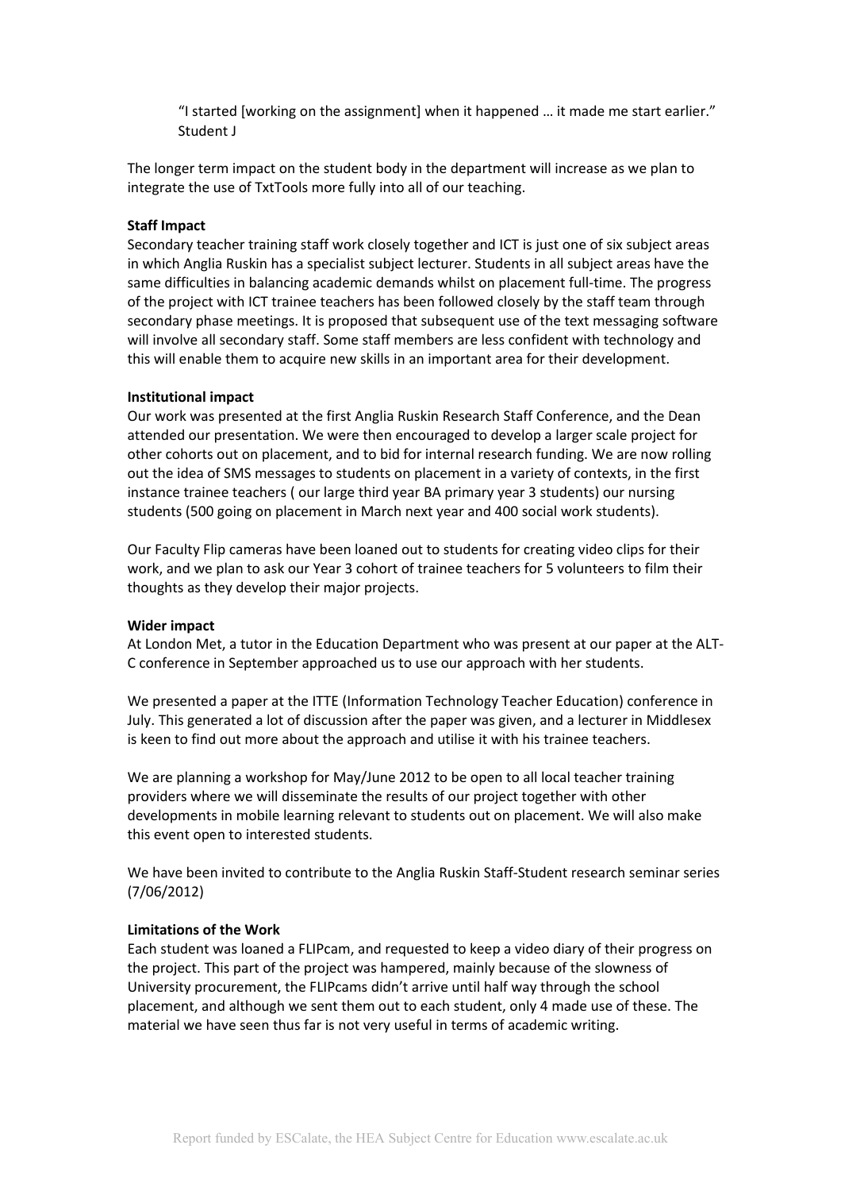> "I started [working on the assignment] when it happened … it made me start earlier." Student J

The longer term impact on the student body in the department will increase as we plan to integrate the use of TxtTools more fully into all of our teaching.

**Staff Impact**

Secondary teacher training staff work closely together and ICT is just one of six subject areas in which Anglia Ruskin has a specialist subject lecturer. Students in all subject areas have the same difficulties in balancing academic demands whilst on placement full-time. The progress of the project with ICT trainee teachers has been followed closely by the staff team through secondary phase meetings. It is proposed that subsequent use of the text messaging software will involve all secondary staff. Some staff members are less confident with technology and this will enable them to acquire new skills in an important area for their development.

**Institutional impact**

Our work was presented at the first Anglia Ruskin Research Staff Conference, and the Dean attended our presentation. We were then encouraged to develop a larger scale project for other cohorts out on placement, and to bid for internal research funding. We are now rolling out the idea of SMS messages to students on placement in a variety of contexts, in the first instance trainee teachers ( our large third year BA primary year 3 students) our nursing students (500 going on placement in March next year and 400 social work students).

Our Faculty Flip cameras have been loaned out to students for creating video clips for their work, and we plan to ask our Year 3 cohort of trainee teachers for 5 volunteers to film their thoughts as they develop their major projects.

**Wider impact**

At London Met, a tutor in the Education Department who was present at our paper at the ALT-C conference in September approached us to use our approach with her students.

We presented a paper at the ITTE (Information Technology Teacher Education) conference in July. This generated a lot of discussion after the paper was given, and a lecturer in Middlesex is keen to find out more about the approach and utilise it with his trainee teachers.

We are planning a workshop for May/June 2012 to be open to all local teacher training providers where we will disseminate the results of our project together with other developments in mobile learning relevant to students out on placement. We will also make this event open to interested students.

We have been invited to contribute to the Anglia Ruskin Staff-Student research seminar series (7/06/2012)

**Limitations of the Work**

Each student was loaned a FLIPcam, and requested to keep a video diary of their progress on the project. This part of the project was hampered, mainly because of the slowness of University procurement, the FLIPcams didn't arrive until half way through the school placement, and although we sent them out to each student, only 4 made use of these. The material we have seen thus far is not very useful in terms of academic writing.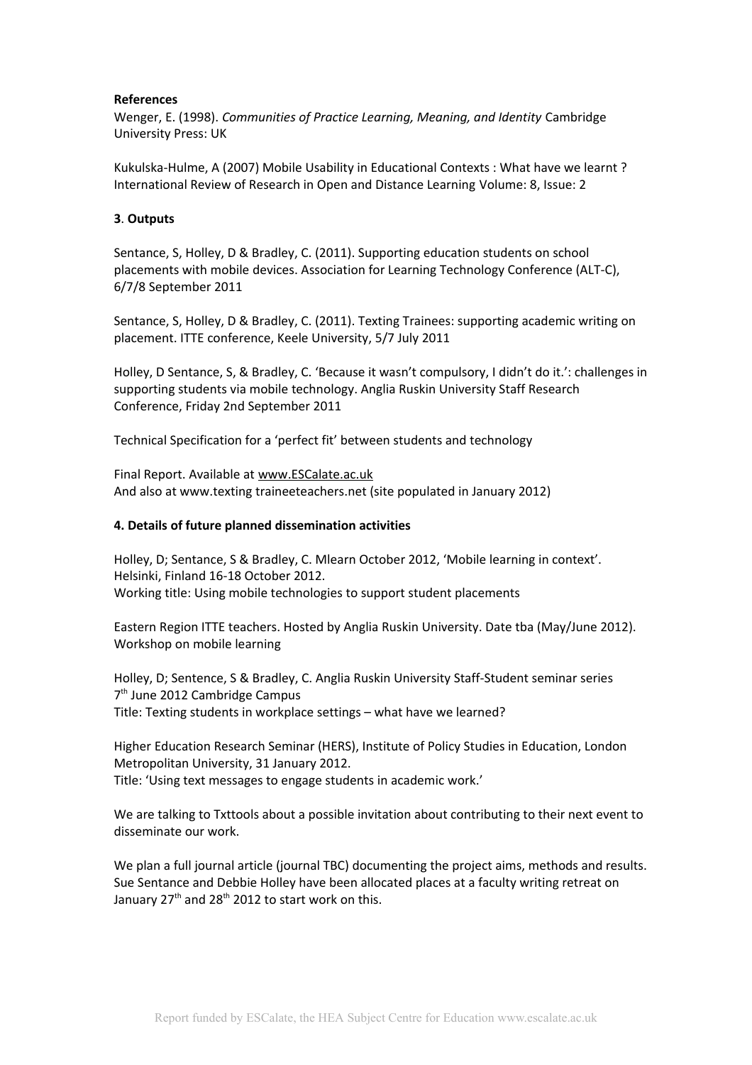**References**

Wenger, E. (1998). *Communities of Practice Learning, Meaning, and Identity* Cambridge University Press: UK

Kukulska-Hulme, A (2007) Mobile Usability in Educational Contexts : What have we learnt ? International Review of Research in Open and Distance Learning Volume: 8, Issue: 2

**3**. **Outputs**

Sentance, S, Holley, D & Bradley, C. (2011). Supporting education students on school placements with mobile devices. Association for Learning Technology Conference (ALT-C), 6/7/8 September 2011

Sentance, S, Holley, D & Bradley, C. (2011). Texting Trainees: supporting academic writing on placement. ITTE conference, Keele University, 5/7 July 2011

Holley, D Sentance, S, & Bradley, C. 'Because it wasn't compulsory, I didn't do it.': challenges in supporting students via mobile technology. Anglia Ruskin University Staff Research Conference, Friday 2nd September 2011

Technical Specification for a 'perfect fit' between students and technology

Final Report. Available at www.ESCalate.ac.uk
And also at www.texting traineeteachers.net (site populated in January 2012)

**4. Details of future planned dissemination activities**

Holley, D; Sentance, S & Bradley, C. Mlearn October 2012, 'Mobile learning in context'. Helsinki, Finland 16-18 October 2012.
Working title: Using mobile technologies to support student placements

Eastern Region ITTE teachers. Hosted by Anglia Ruskin University. Date tba (May/June 2012). Workshop on mobile learning

Holley, D; Sentence, S & Bradley, C. Anglia Ruskin University Staff-Student seminar series 7th June 2012 Cambridge Campus
Title: Texting students in workplace settings – what have we learned?

Higher Education Research Seminar (HERS), Institute of Policy Studies in Education, London Metropolitan University, 31 January 2012.
Title: 'Using text messages to engage students in academic work.'

We are talking to Txttools about a possible invitation about contributing to their next event to disseminate our work.

We plan a full journal article (journal TBC) documenting the project aims, methods and results. Sue Sentance and Debbie Holley have been allocated places at a faculty writing retreat on January 27th and 28th 2012 to start work on this.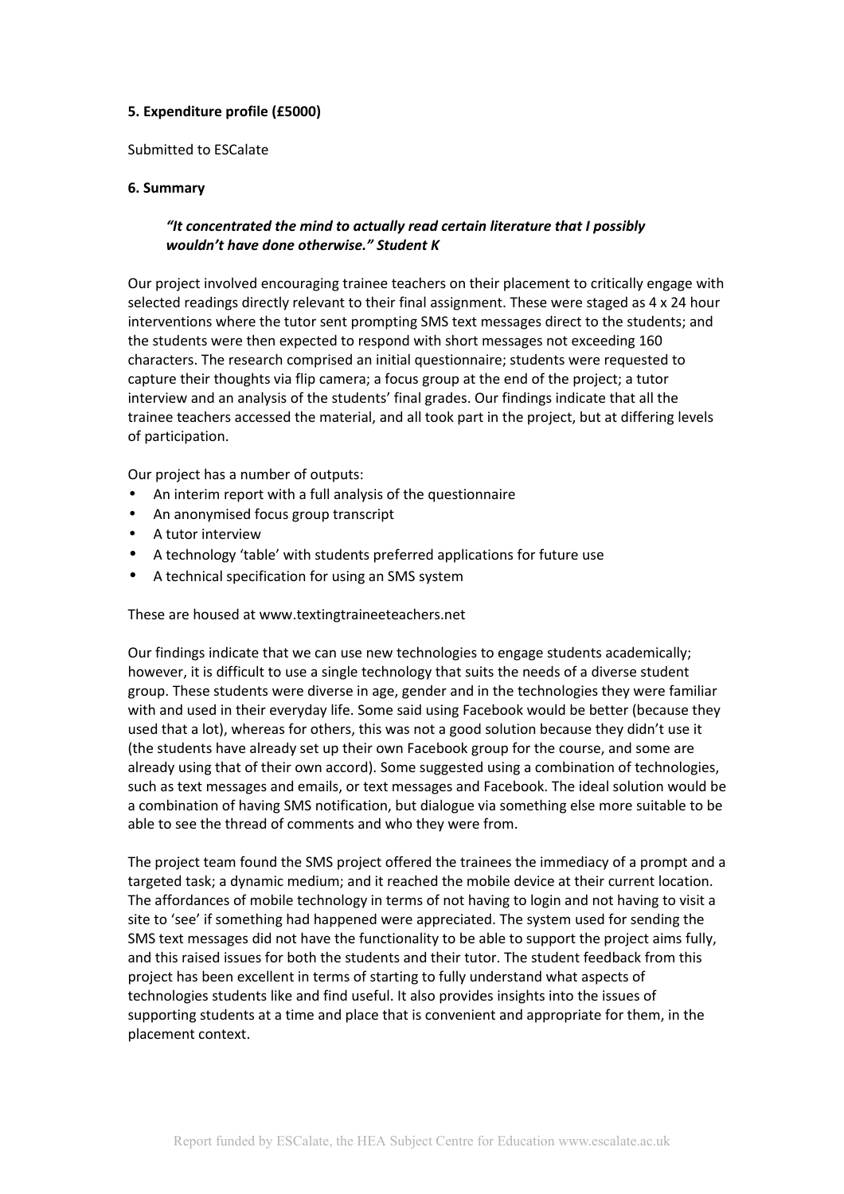**5. Expenditure profile (£5000)**

Submitted to ESCalate

**6. Summary**

> ***"It concentrated the mind to actually read certain literature that I possibly wouldn't have done otherwise." Student K***

Our project involved encouraging trainee teachers on their placement to critically engage with selected readings directly relevant to their final assignment. These were staged as 4 x 24 hour interventions where the tutor sent prompting SMS text messages direct to the students; and the students were then expected to respond with short messages not exceeding 160 characters. The research comprised an initial questionnaire; students were requested to capture their thoughts via flip camera; a focus group at the end of the project; a tutor interview and an analysis of the students' final grades. Our findings indicate that all the trainee teachers accessed the material, and all took part in the project, but at differing levels of participation.

Our project has a number of outputs:

- An interim report with a full analysis of the questionnaire
- An anonymised focus group transcript
- A tutor interview
- A technology 'table' with students preferred applications for future use
- A technical specification for using an SMS system

These are housed at www.textingtraineeteachers.net

Our findings indicate that we can use new technologies to engage students academically; however, it is difficult to use a single technology that suits the needs of a diverse student group. These students were diverse in age, gender and in the technologies they were familiar with and used in their everyday life. Some said using Facebook would be better (because they used that a lot), whereas for others, this was not a good solution because they didn't use it (the students have already set up their own Facebook group for the course, and some are already using that of their own accord). Some suggested using a combination of technologies, such as text messages and emails, or text messages and Facebook. The ideal solution would be a combination of having SMS notification, but dialogue via something else more suitable to be able to see the thread of comments and who they were from.

The project team found the SMS project offered the trainees the immediacy of a prompt and a targeted task; a dynamic medium; and it reached the mobile device at their current location. The affordances of mobile technology in terms of not having to login and not having to visit a site to 'see' if something had happened were appreciated. The system used for sending the SMS text messages did not have the functionality to be able to support the project aims fully, and this raised issues for both the students and their tutor. The student feedback from this project has been excellent in terms of starting to fully understand what aspects of technologies students like and find useful. It also provides insights into the issues of supporting students at a time and place that is convenient and appropriate for them, in the placement context.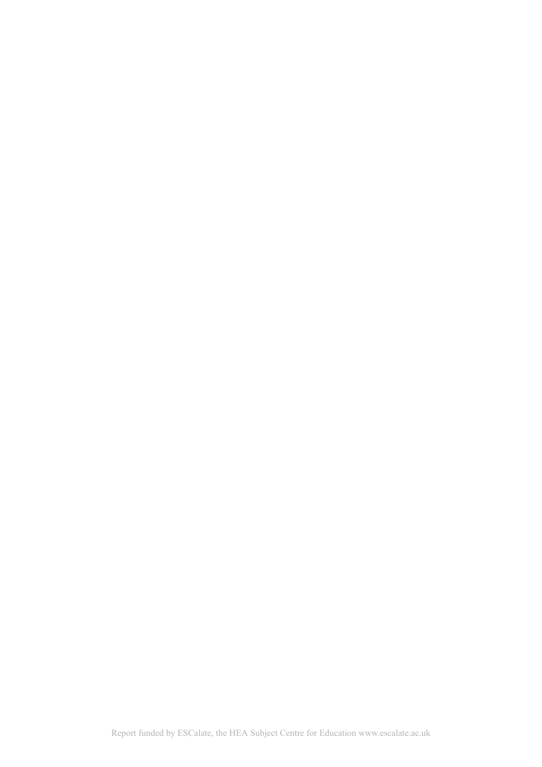Report funded by ESCalate, the HEA Subject Centre for Education www.escalate.ac.uk